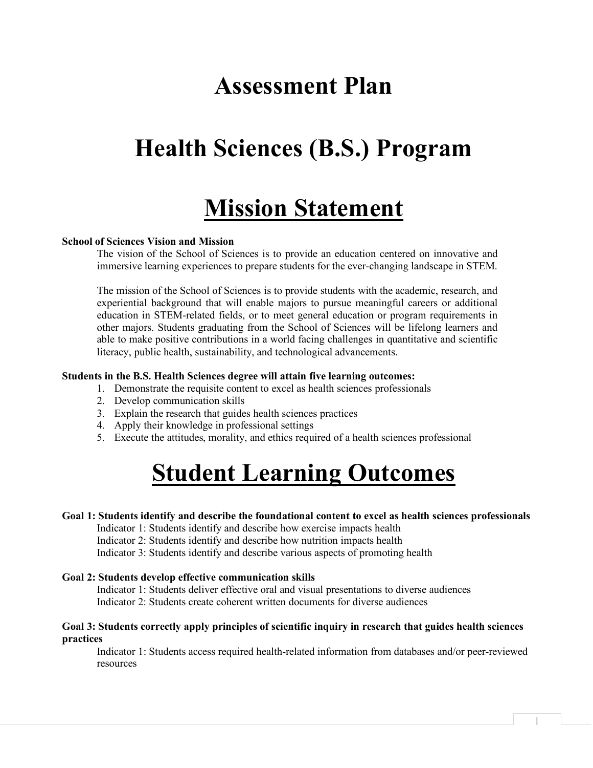# Assessment Plan

# Health Sciences (B.S.) Program

# Mission Statement

**School of Sciences Vision and Mission**

The vision of the School of Sciences is to provide an education centered on innovative and immersive learning experiences to prepare students for the ever-changing landscape in STEM.

The mission of the School of Sciences is to provide students with the academic, research, and experiential background that will enable majors to pursue meaningful careers or additional education in STEM-related fields, or to meet general education or program requirements in other majors. Students graduating from the School of Sciences will be lifelong learners and able to make positive contributions in a world facing challenges in quantitative and scientific literacy, public health, sustainability, and technological advancements.

**Students in the B.S. Health Sciences degree will attain five learning outcomes:**

1. Demonstrate the requisite content to excel as health sciences professionals
2. Develop communication skills
3. Explain the research that guides health sciences practices
4. Apply their knowledge in professional settings
5. Execute the attitudes, morality, and ethics required of a health sciences professional

# Student Learning Outcomes

**Goal 1: Students identify and describe the foundational content to excel as health sciences professionals**

Indicator 1: Students identify and describe how exercise impacts health
Indicator 2: Students identify and describe how nutrition impacts health
Indicator 3: Students identify and describe various aspects of promoting health

**Goal 2: Students develop effective communication skills**

Indicator 1: Students deliver effective oral and visual presentations to diverse audiences
Indicator 2: Students create coherent written documents for diverse audiences

**Goal 3: Students correctly apply principles of scientific inquiry in research that guides health sciences practices**

Indicator 1: Students access required health-related information from databases and/or peer-reviewed resources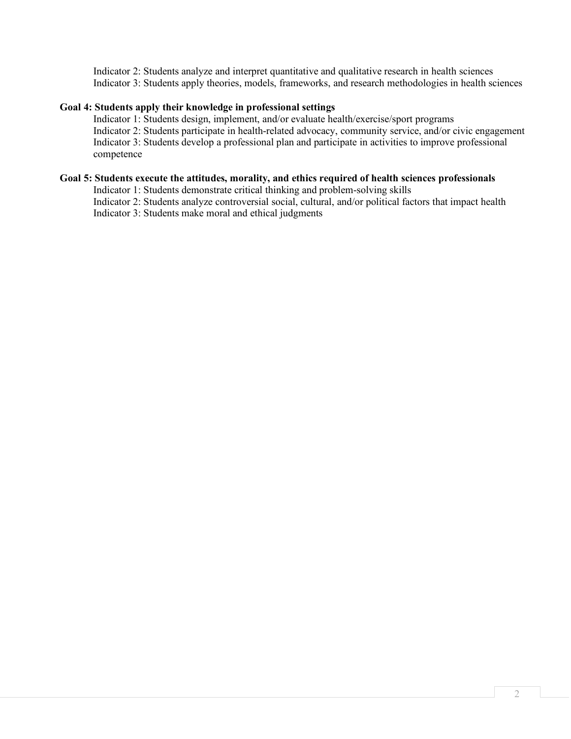Indicator 2: Students analyze and interpret quantitative and qualitative research in health sciences
Indicator 3: Students apply theories, models, frameworks, and research methodologies in health sciences

**Goal 4: Students apply their knowledge in professional settings**

Indicator 1: Students design, implement, and/or evaluate health/exercise/sport programs
Indicator 2: Students participate in health-related advocacy, community service, and/or civic engagement
Indicator 3: Students develop a professional plan and participate in activities to improve professional competence

**Goal 5: Students execute the attitudes, morality, and ethics required of health sciences professionals**

Indicator 1: Students demonstrate critical thinking and problem-solving skills
Indicator 2: Students analyze controversial social, cultural, and/or political factors that impact health
Indicator 3: Students make moral and ethical judgments